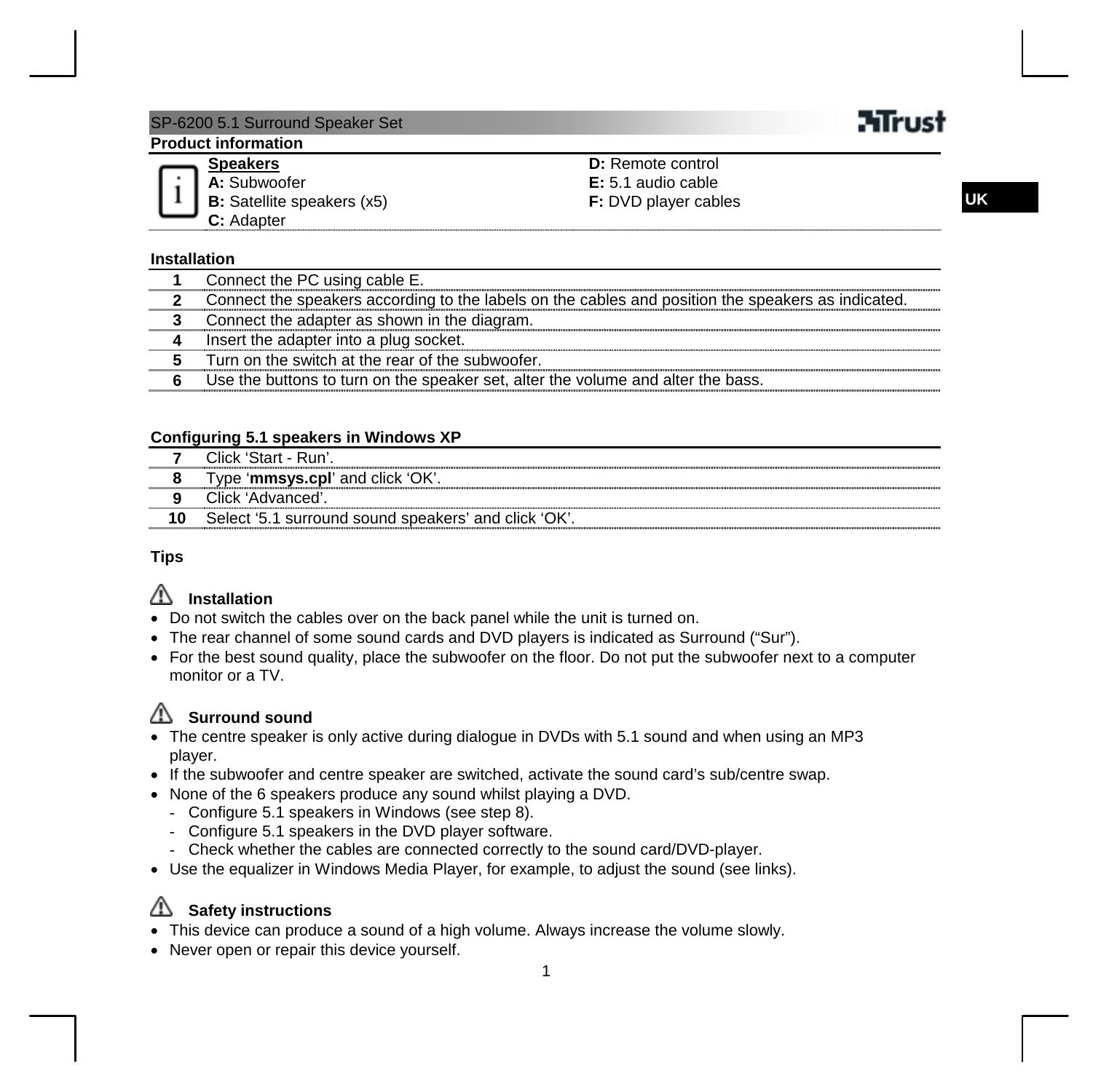# SP-6200 5.1 Surround Speaker Set

UK

## Product information

| **Speakers** | |
|---|---|
| **A:** Subwoofer | **D:** Remote control |
| **B:** Satellite speakers (x5) | **E:** 5.1 audio cable |
| **C:** Adapter | **F:** DVD player cables |

## Installation

| | |
|---|---|
| **1** | Connect the PC using cable E. |
| **2** | Connect the speakers according to the labels on the cables and position the speakers as indicated. |
| **3** | Connect the adapter as shown in the diagram. |
| **4** | Insert the adapter into a plug socket. |
| **5** | Turn on the switch at the rear of the subwoofer. |
| **6** | Use the buttons to turn on the speaker set, alter the volume and alter the bass. |

## Configuring 5.1 speakers in Windows XP

| | |
|---|---|
| **7** | Click 'Start - Run'. |
| **8** | Type '**mmsys.cpl**' and click 'OK'. |
| **9** | Click 'Advanced'. |
| **10** | Select '5.1 surround sound speakers' and click 'OK'. |

## Tips

### Installation

- Do not switch the cables over on the back panel while the unit is turned on.
- The rear channel of some sound cards and DVD players is indicated as Surround ("Sur").
- For the best sound quality, place the subwoofer on the floor. Do not put the subwoofer next to a computer monitor or a TV.

### Surround sound

- The centre speaker is only active during dialogue in DVDs with 5.1 sound and when using an MP3 player.
- If the subwoofer and centre speaker are switched, activate the sound card's sub/centre swap.
- None of the 6 speakers produce any sound whilst playing a DVD.
  - Configure 5.1 speakers in Windows (see step 8).
  - Configure 5.1 speakers in the DVD player software.
  - Check whether the cables are connected correctly to the sound card/DVD-player.
- Use the equalizer in Windows Media Player, for example, to adjust the sound (see links).

### Safety instructions

- This device can produce a sound of a high volume. Always increase the volume slowly.
- Never open or repair this device yourself.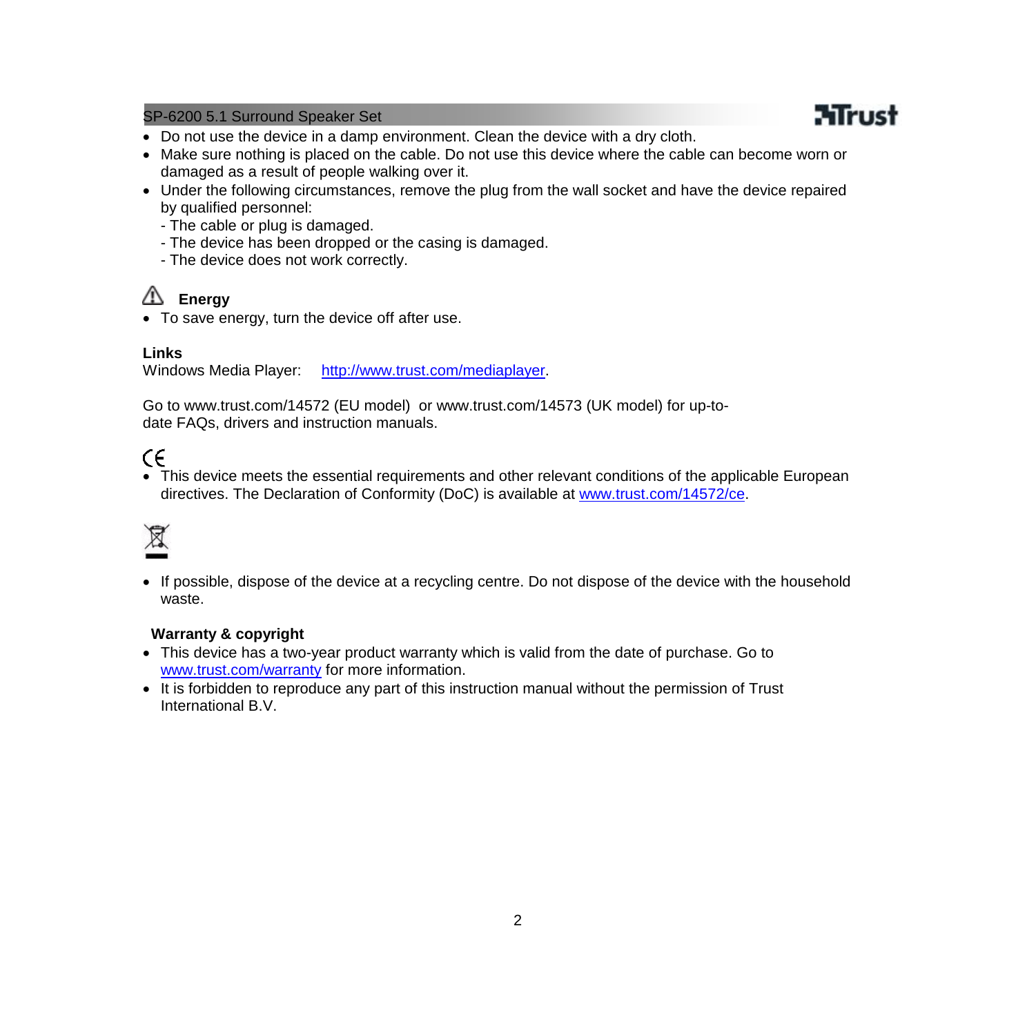- Do not use the device in a damp environment. Clean the device with a dry cloth.
- Make sure nothing is placed on the cable. Do not use this device where the cable can become worn or damaged as a result of people walking over it.
- Under the following circumstances, remove the plug from the wall socket and have the device repaired by qualified personnel:
  - The cable or plug is damaged.
  - The device has been dropped or the casing is damaged.
  - The device does not work correctly.

### Energy

- To save energy, turn the device off after use.

### Links

Windows Media Player: http://www.trust.com/mediaplayer.

Go to www.trust.com/14572 (EU model) or www.trust.com/14573 (UK model) for up-to-date FAQs, drivers and instruction manuals.

CE

- This device meets the essential requirements and other relevant conditions of the applicable European directives. The Declaration of Conformity (DoC) is available at www.trust.com/14572/ce.

- If possible, dispose of the device at a recycling centre. Do not dispose of the device with the household waste.

### Warranty & copyright

- This device has a two-year product warranty which is valid from the date of purchase. Go to www.trust.com/warranty for more information.
- It is forbidden to reproduce any part of this instruction manual without the permission of Trust International B.V.